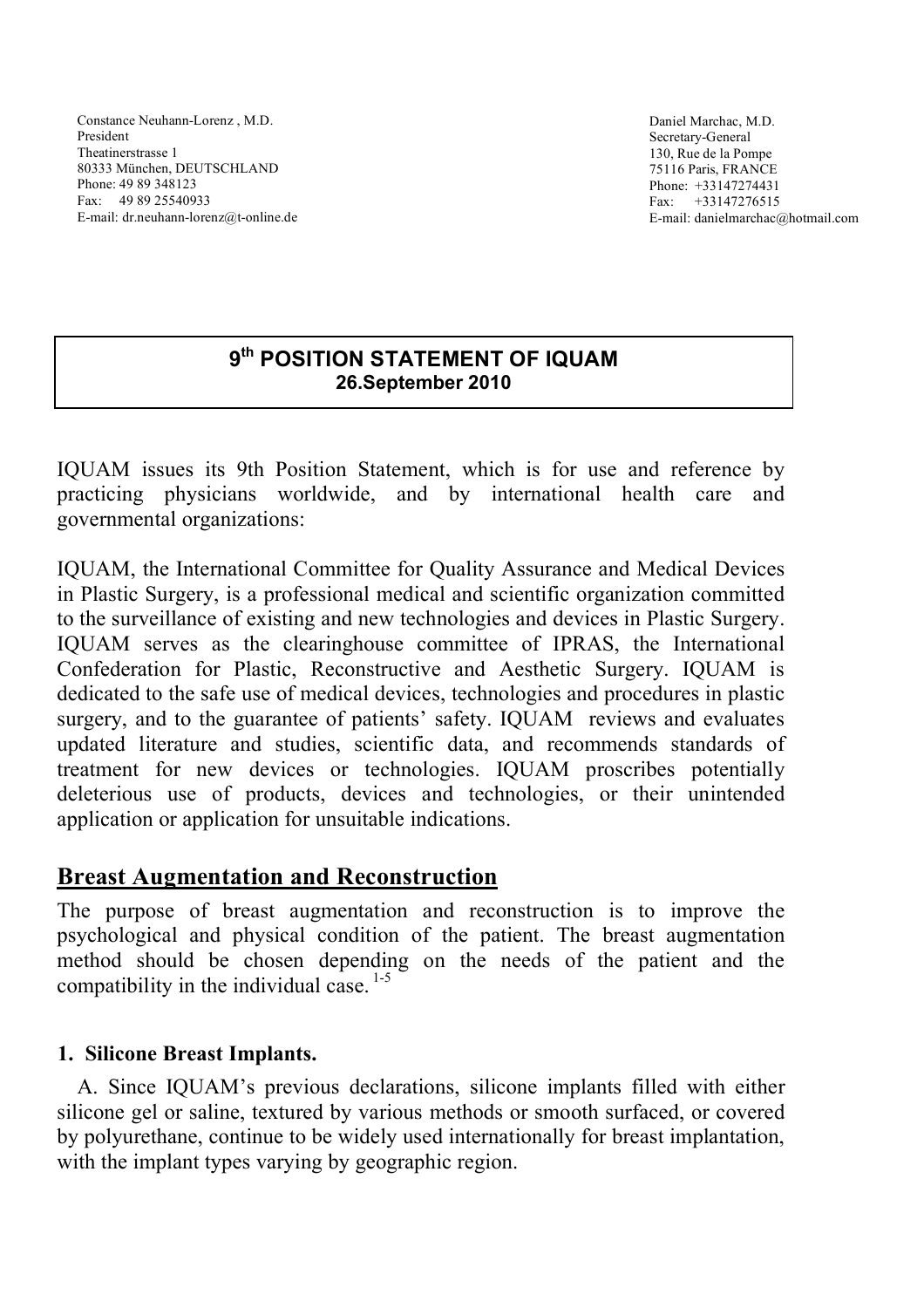Constance Neuhann-Lorenz , M.D.
President
Theatinerstrasse 1
80333 München, DEUTSCHLAND
Phone: 49 89 348123
Fax: 49 89 25540933
E-mail: dr.neuhann-lorenz@t-online.de

Daniel Marchac, M.D.
Secretary-General
130, Rue de la Pompe
75116 Paris, FRANCE
Phone: +33147274431
Fax: +33147276515
E-mail: danielmarchac@hotmail.com

# 9th POSITION STATEMENT OF IQUAM

**26.September 2010**

IQUAM issues its 9th Position Statement, which is for use and reference by practicing physicians worldwide, and by international health care and governmental organizations:

IQUAM, the International Committee for Quality Assurance and Medical Devices in Plastic Surgery, is a professional medical and scientific organization committed to the surveillance of existing and new technologies and devices in Plastic Surgery. IQUAM serves as the clearinghouse committee of IPRAS, the International Confederation for Plastic, Reconstructive and Aesthetic Surgery. IQUAM is dedicated to the safe use of medical devices, technologies and procedures in plastic surgery, and to the guarantee of patients' safety. IQUAM reviews and evaluates updated literature and studies, scientific data, and recommends standards of treatment for new devices or technologies. IQUAM proscribes potentially deleterious use of products, devices and technologies, or their unintended application or application for unsuitable indications.

## Breast Augmentation and Reconstruction

The purpose of breast augmentation and reconstruction is to improve the psychological and physical condition of the patient. The breast augmentation method should be chosen depending on the needs of the patient and the compatibility in the individual case. [1-5]

### 1. Silicone Breast Implants.

A. Since IQUAM's previous declarations, silicone implants filled with either silicone gel or saline, textured by various methods or smooth surfaced, or covered by polyurethane, continue to be widely used internationally for breast implantation, with the implant types varying by geographic region.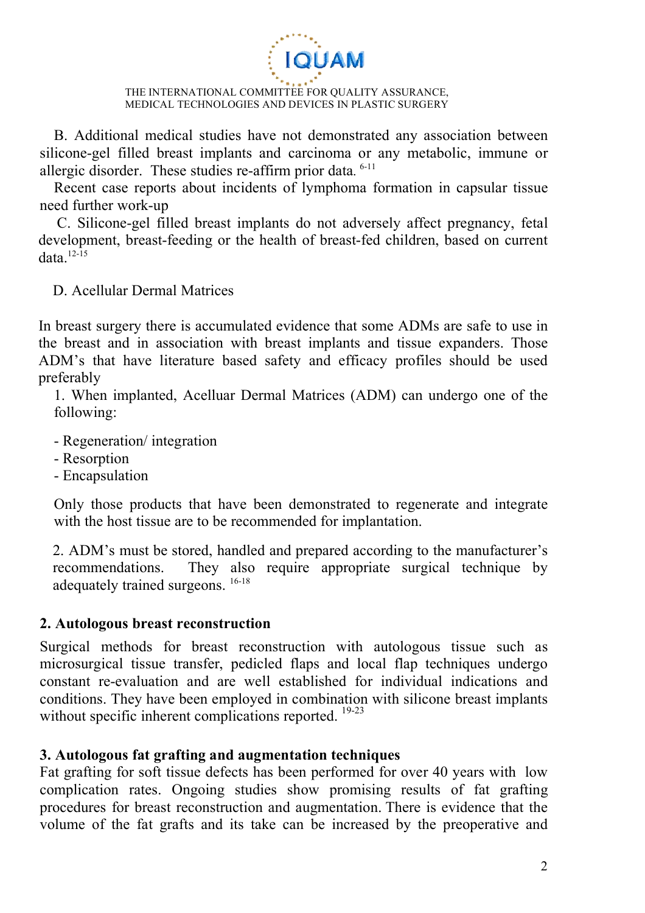B. Additional medical studies have not demonstrated any association between silicone-gel filled breast implants and carcinoma or any metabolic, immune or allergic disorder. These studies re-affirm prior data.[6-11]

Recent case reports about incidents of lymphoma formation in capsular tissue need further work-up

C. Silicone-gel filled breast implants do not adversely affect pregnancy, fetal development, breast-feeding or the health of breast-fed children, based on current data.[12-15]

D. Acellular Dermal Matrices

In breast surgery there is accumulated evidence that some ADMs are safe to use in the breast and in association with breast implants and tissue expanders. Those ADM's that have literature based safety and efficacy profiles should be used preferably

1. When implanted, Acelluar Dermal Matrices (ADM) can undergo one of the following:

- Regeneration/ integration
- Resorption
- Encapsulation

Only those products that have been demonstrated to regenerate and integrate with the host tissue are to be recommended for implantation.

2. ADM's must be stored, handled and prepared according to the manufacturer's recommendations. They also require appropriate surgical technique by adequately trained surgeons.[16-18]

## 2. Autologous breast reconstruction

Surgical methods for breast reconstruction with autologous tissue such as microsurgical tissue transfer, pedicled flaps and local flap techniques undergo constant re-evaluation and are well established for individual indications and conditions. They have been employed in combination with silicone breast implants without specific inherent complications reported.[19-23]

## 3. Autologous fat grafting and augmentation techniques

Fat grafting for soft tissue defects has been performed for over 40 years with low complication rates. Ongoing studies show promising results of fat grafting procedures for breast reconstruction and augmentation. There is evidence that the volume of the fat grafts and its take can be increased by the preoperative and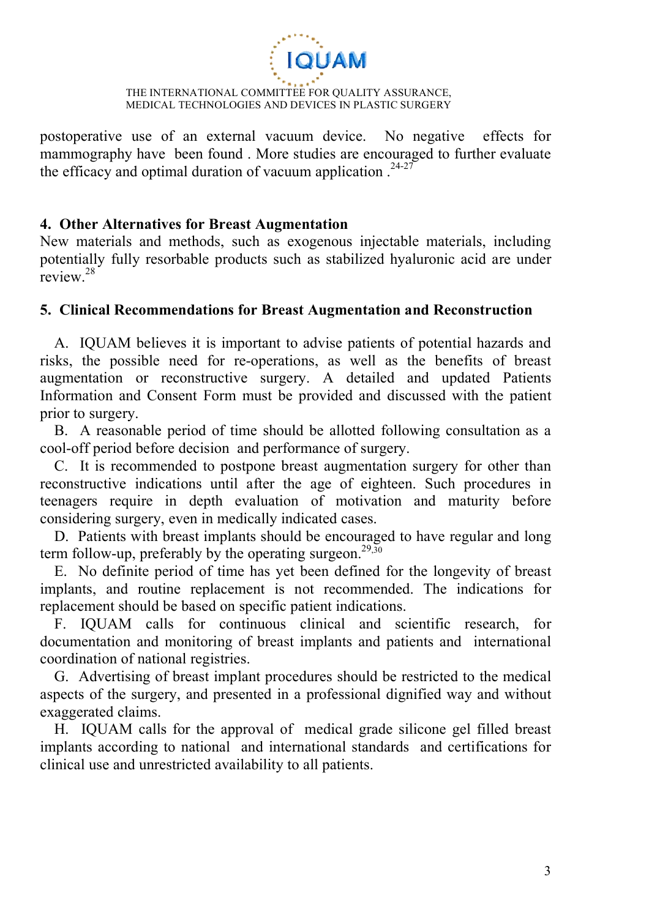postoperative use of an external vacuum device. No negative effects for mammography have been found . More studies are encouraged to further evaluate the efficacy and optimal duration of vacuum application .[24-27]

## 4. Other Alternatives for Breast Augmentation

New materials and methods, such as exogenous injectable materials, including potentially fully resorbable products such as stabilized hyaluronic acid are under review.[28]

## 5. Clinical Recommendations for Breast Augmentation and Reconstruction

A. IQUAM believes it is important to advise patients of potential hazards and risks, the possible need for re-operations, as well as the benefits of breast augmentation or reconstructive surgery. A detailed and updated Patients Information and Consent Form must be provided and discussed with the patient prior to surgery.

B. A reasonable period of time should be allotted following consultation as a cool-off period before decision and performance of surgery.

C. It is recommended to postpone breast augmentation surgery for other than reconstructive indications until after the age of eighteen. Such procedures in teenagers require in depth evaluation of motivation and maturity before considering surgery, even in medically indicated cases.

D. Patients with breast implants should be encouraged to have regular and long term follow-up, preferably by the operating surgeon.[29,30]

E. No definite period of time has yet been defined for the longevity of breast implants, and routine replacement is not recommended. The indications for replacement should be based on specific patient indications.

F. IQUAM calls for continuous clinical and scientific research, for documentation and monitoring of breast implants and patients and international coordination of national registries.

G. Advertising of breast implant procedures should be restricted to the medical aspects of the surgery, and presented in a professional dignified way and without exaggerated claims.

H. IQUAM calls for the approval of medical grade silicone gel filled breast implants according to national and international standards and certifications for clinical use and unrestricted availability to all patients.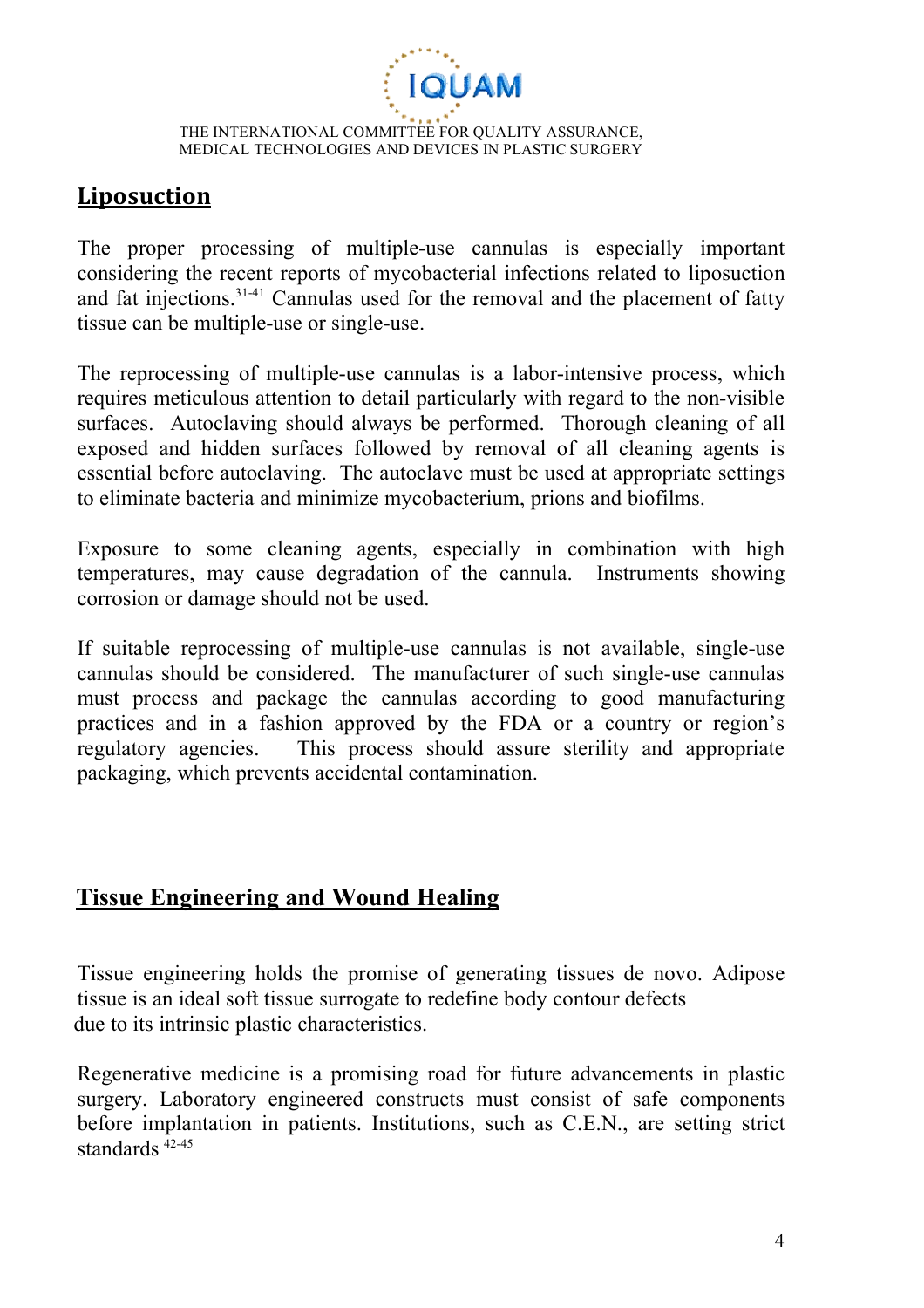## Liposuction

The proper processing of multiple-use cannulas is especially important considering the recent reports of mycobacterial infections related to liposuction and fat injections.[31-41] Cannulas used for the removal and the placement of fatty tissue can be multiple-use or single-use.

The reprocessing of multiple-use cannulas is a labor-intensive process, which requires meticulous attention to detail particularly with regard to the non-visible surfaces. Autoclaving should always be performed. Thorough cleaning of all exposed and hidden surfaces followed by removal of all cleaning agents is essential before autoclaving. The autoclave must be used at appropriate settings to eliminate bacteria and minimize mycobacterium, prions and biofilms.

Exposure to some cleaning agents, especially in combination with high temperatures, may cause degradation of the cannula. Instruments showing corrosion or damage should not be used.

If suitable reprocessing of multiple-use cannulas is not available, single-use cannulas should be considered. The manufacturer of such single-use cannulas must process and package the cannulas according to good manufacturing practices and in a fashion approved by the FDA or a country or region's regulatory agencies. This process should assure sterility and appropriate packaging, which prevents accidental contamination.

## Tissue Engineering and Wound Healing

Tissue engineering holds the promise of generating tissues de novo. Adipose tissue is an ideal soft tissue surrogate to redefine body contour defects due to its intrinsic plastic characteristics.

Regenerative medicine is a promising road for future advancements in plastic surgery. Laboratory engineered constructs must consist of safe components before implantation in patients. Institutions, such as C.E.N., are setting strict standards [42-45]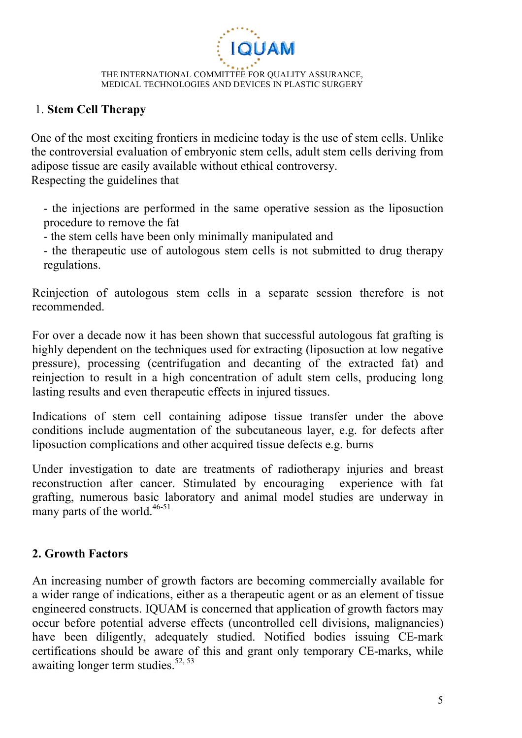## 1. Stem Cell Therapy

One of the most exciting frontiers in medicine today is the use of stem cells. Unlike the controversial evaluation of embryonic stem cells, adult stem cells deriving from adipose tissue are easily available without ethical controversy.
Respecting the guidelines that

- the injections are performed in the same operative session as the liposuction procedure to remove the fat
- the stem cells have been only minimally manipulated and
- the therapeutic use of autologous stem cells is not submitted to drug therapy regulations.

Reinjection of autologous stem cells in a separate session therefore is not recommended.

For over a decade now it has been shown that successful autologous fat grafting is highly dependent on the techniques used for extracting (liposuction at low negative pressure), processing (centrifugation and decanting of the extracted fat) and reinjection to result in a high concentration of adult stem cells, producing long lasting results and even therapeutic effects in injured tissues.

Indications of stem cell containing adipose tissue transfer under the above conditions include augmentation of the subcutaneous layer, e.g. for defects after liposuction complications and other acquired tissue defects e.g. burns

Under investigation to date are treatments of radiotherapy injuries and breast reconstruction after cancer. Stimulated by encouraging experience with fat grafting, numerous basic laboratory and animal model studies are underway in many parts of the world.[46-51]

## 2. Growth Factors

An increasing number of growth factors are becoming commercially available for a wider range of indications, either as a therapeutic agent or as an element of tissue engineered constructs. IQUAM is concerned that application of growth factors may occur before potential adverse effects (uncontrolled cell divisions, malignancies) have been diligently, adequately studied. Notified bodies issuing CE-mark certifications should be aware of this and grant only temporary CE-marks, while awaiting longer term studies.[52, 53]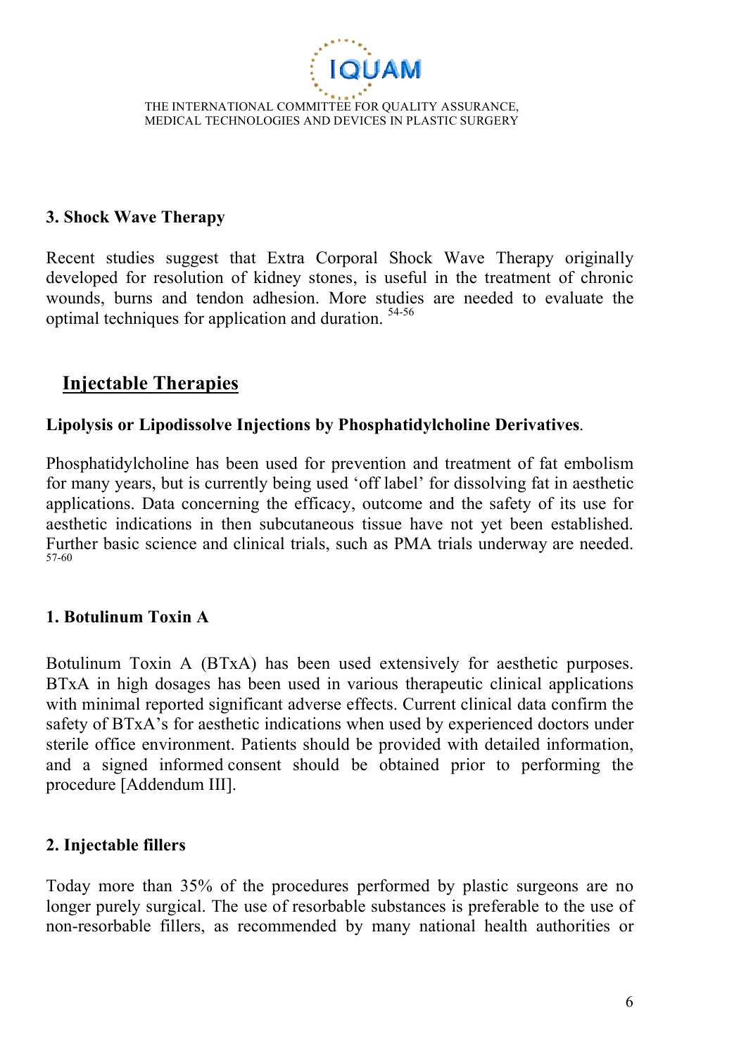### 3. Shock Wave Therapy

Recent studies suggest that Extra Corporal Shock Wave Therapy originally developed for resolution of kidney stones, is useful in the treatment of chronic wounds, burns and tendon adhesion. More studies are needed to evaluate the optimal techniques for application and duration. [54-56]

## Injectable Therapies

### Lipolysis or Lipodissolve Injections by Phosphatidylcholine Derivatives.

Phosphatidylcholine has been used for prevention and treatment of fat embolism for many years, but is currently being used 'off label' for dissolving fat in aesthetic applications. Data concerning the efficacy, outcome and the safety of its use for aesthetic indications in then subcutaneous tissue have not yet been established. Further basic science and clinical trials, such as PMA trials underway are needed. [57-60]

### 1. Botulinum Toxin A

Botulinum Toxin A (BTxA) has been used extensively for aesthetic purposes. BTxA in high dosages has been used in various therapeutic clinical applications with minimal reported significant adverse effects. Current clinical data confirm the safety of BTxA's for aesthetic indications when used by experienced doctors under sterile office environment. Patients should be provided with detailed information, and a signed informed consent should be obtained prior to performing the procedure [Addendum III].

### 2. Injectable fillers

Today more than 35% of the procedures performed by plastic surgeons are no longer purely surgical. The use of resorbable substances is preferable to the use of non-resorbable fillers, as recommended by many national health authorities or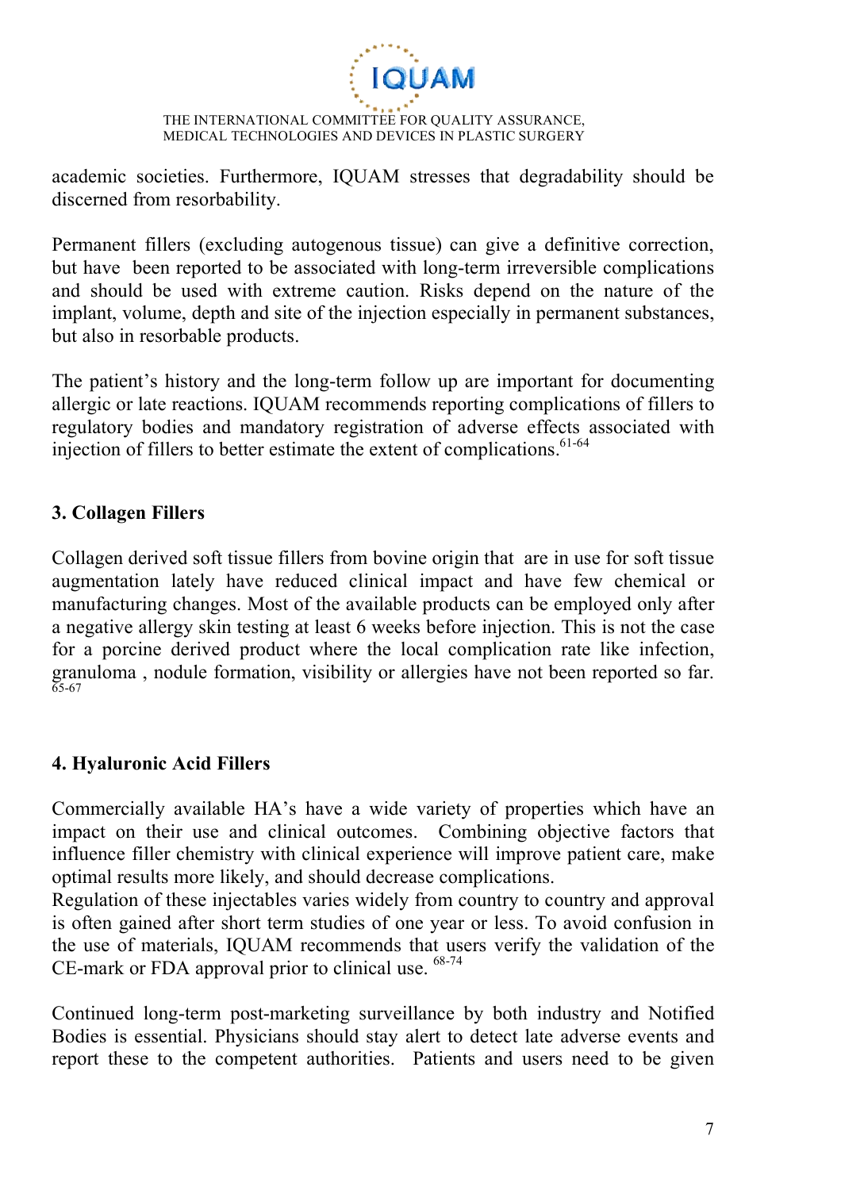academic societies. Furthermore, IQUAM stresses that degradability should be discerned from resorbability.

Permanent fillers (excluding autogenous tissue) can give a definitive correction, but have been reported to be associated with long-term irreversible complications and should be used with extreme caution. Risks depend on the nature of the implant, volume, depth and site of the injection especially in permanent substances, but also in resorbable products.

The patient's history and the long-term follow up are important for documenting allergic or late reactions. IQUAM recommends reporting complications of fillers to regulatory bodies and mandatory registration of adverse effects associated with injection of fillers to better estimate the extent of complications.[61-64]

### 3. Collagen Fillers

Collagen derived soft tissue fillers from bovine origin that are in use for soft tissue augmentation lately have reduced clinical impact and have few chemical or manufacturing changes. Most of the available products can be employed only after a negative allergy skin testing at least 6 weeks before injection. This is not the case for a porcine derived product where the local complication rate like infection, granuloma , nodule formation, visibility or allergies have not been reported so far.[65-67]

### 4. Hyaluronic Acid Fillers

Commercially available HA's have a wide variety of properties which have an impact on their use and clinical outcomes. Combining objective factors that influence filler chemistry with clinical experience will improve patient care, make optimal results more likely, and should decrease complications.
Regulation of these injectables varies widely from country to country and approval is often gained after short term studies of one year or less. To avoid confusion in the use of materials, IQUAM recommends that users verify the validation of the CE-mark or FDA approval prior to clinical use.[68-74]

Continued long-term post-marketing surveillance by both industry and Notified Bodies is essential. Physicians should stay alert to detect late adverse events and report these to the competent authorities. Patients and users need to be given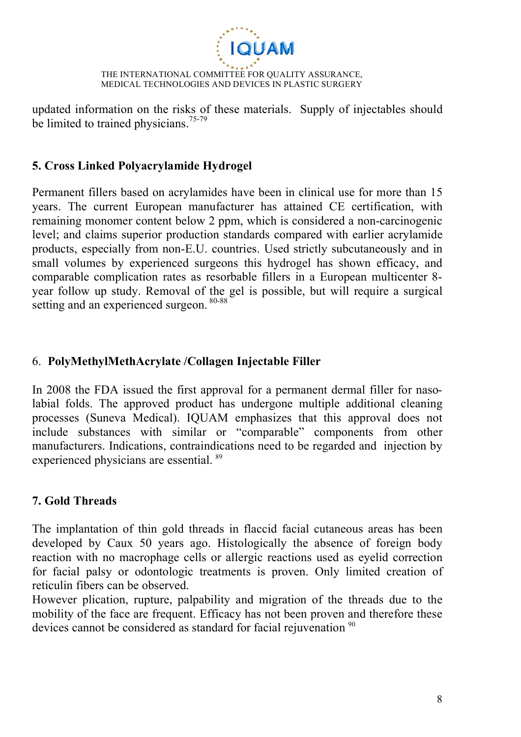updated information on the risks of these materials. Supply of injectables should be limited to trained physicians.[75-79]

## 5. Cross Linked Polyacrylamide Hydrogel

Permanent fillers based on acrylamides have been in clinical use for more than 15 years. The current European manufacturer has attained CE certification, with remaining monomer content below 2 ppm, which is considered a non-carcinogenic level; and claims superior production standards compared with earlier acrylamide products, especially from non-E.U. countries. Used strictly subcutaneously and in small volumes by experienced surgeons this hydrogel has shown efficacy, and comparable complication rates as resorbable fillers in a European multicenter 8-year follow up study. Removal of the gel is possible, but will require a surgical setting and an experienced surgeon.[80-88]

## 6. PolyMethylMethAcrylate /Collagen Injectable Filler

In 2008 the FDA issued the first approval for a permanent dermal filler for naso-labial folds. The approved product has undergone multiple additional cleaning processes (Suneva Medical). IQUAM emphasizes that this approval does not include substances with similar or "comparable" components from other manufacturers. Indications, contraindications need to be regarded and injection by experienced physicians are essential.[89]

## 7. Gold Threads

The implantation of thin gold threads in flaccid facial cutaneous areas has been developed by Caux 50 years ago. Histologically the absence of foreign body reaction with no macrophage cells or allergic reactions used as eyelid correction for facial palsy or odontologic treatments is proven. Only limited creation of reticulin fibers can be observed.

However plication, rupture, palpability and migration of the threads due to the mobility of the face are frequent. Efficacy has not been proven and therefore these devices cannot be considered as standard for facial rejuvenation[90]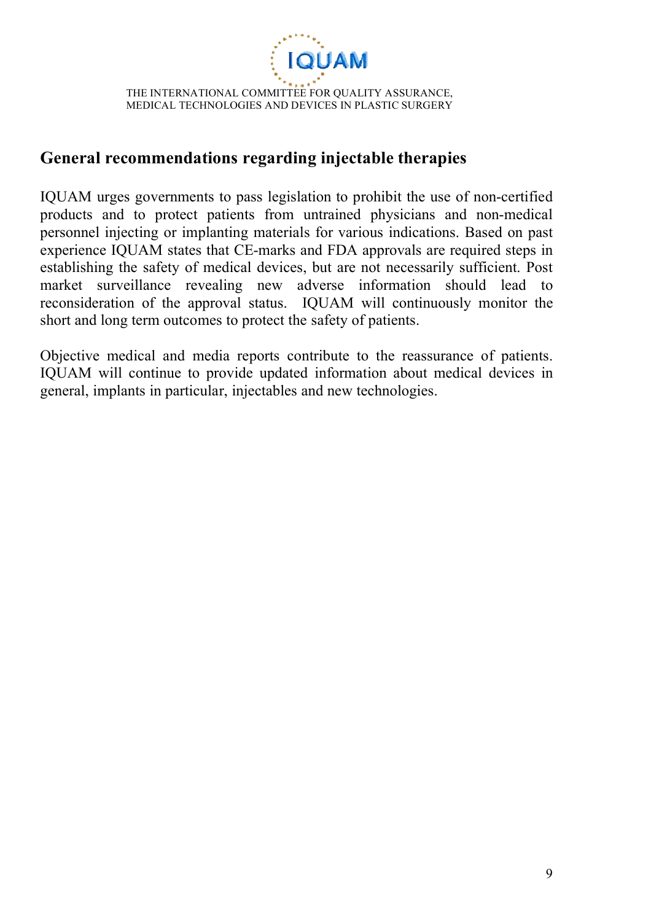## General recommendations regarding injectable therapies

IQUAM urges governments to pass legislation to prohibit the use of non-certified products and to protect patients from untrained physicians and non-medical personnel injecting or implanting materials for various indications. Based on past experience IQUAM states that CE-marks and FDA approvals are required steps in establishing the safety of medical devices, but are not necessarily sufficient. Post market surveillance revealing new adverse information should lead to reconsideration of the approval status. IQUAM will continuously monitor the short and long term outcomes to protect the safety of patients.

Objective medical and media reports contribute to the reassurance of patients. IQUAM will continue to provide updated information about medical devices in general, implants in particular, injectables and new technologies.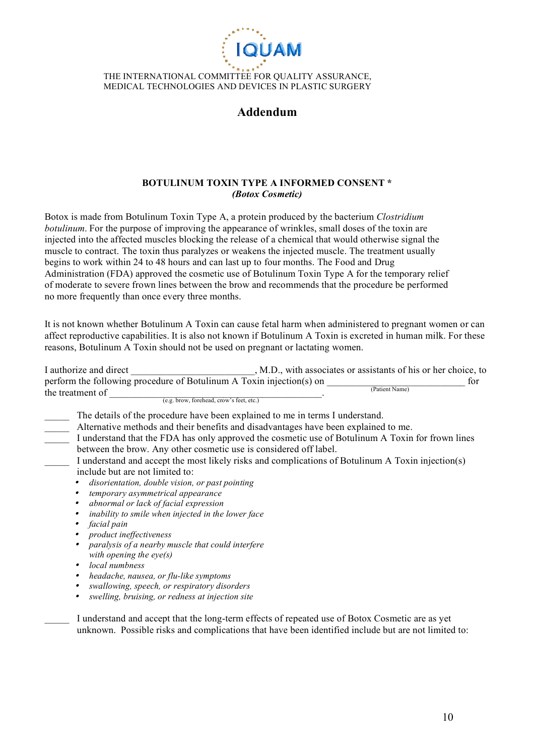IQUAM

THE INTERNATIONAL COMMITTEE FOR QUALITY ASSURANCE, MEDICAL TECHNOLOGIES AND DEVICES IN PLASTIC SURGERY

## Addendum

### BOTULINUM TOXIN TYPE A INFORMED CONSENT *
***(Botox Cosmetic)***

Botox is made from Botulinum Toxin Type A, a protein produced by the bacterium *Clostridium botulinum*. For the purpose of improving the appearance of wrinkles, small doses of the toxin are injected into the affected muscles blocking the release of a chemical that would otherwise signal the muscle to contract. The toxin thus paralyzes or weakens the injected muscle. The treatment usually begins to work within 24 to 48 hours and can last up to four months. The Food and Drug Administration (FDA) approved the cosmetic use of Botulinum Toxin Type A for the temporary relief of moderate to severe frown lines between the brow and recommends that the procedure be performed no more frequently than once every three months.

It is not known whether Botulinum A Toxin can cause fetal harm when administered to pregnant women or can affect reproductive capabilities. It is also not known if Botulinum A Toxin is excreted in human milk. For these reasons, Botulinum A Toxin should not be used on pregnant or lactating women.

I authorize and direct ________________________, M.D., with associates or assistants of his or her choice, to perform the following procedure of Botulinum A Toxin injection(s) on ___________________________ (Patient Name) for the treatment of _____________________________________________ (e.g. brow, forehead, crow's feet, etc.).

_____ The details of the procedure have been explained to me in terms I understand.

_____ Alternative methods and their benefits and disadvantages have been explained to me.

_____ I understand that the FDA has only approved the cosmetic use of Botulinum A Toxin for frown lines between the brow. Any other cosmetic use is considered off label.

_____ I understand and accept the most likely risks and complications of Botulinum A Toxin injection(s) include but are not limited to:

- *disorientation, double vision, or past pointing*
- *temporary asymmetrical appearance*
- *abnormal or lack of facial expression*
- *inability to smile when injected in the lower face*
- *facial pain*
- *product ineffectiveness*
- *paralysis of a nearby muscle that could interfere with opening the eye(s)*
- *local numbness*
- *headache, nausea, or flu-like symptoms*
- *swallowing, speech, or respiratory disorders*
- *swelling, bruising, or redness at injection site*

_____ I understand and accept that the long-term effects of repeated use of Botox Cosmetic are as yet unknown. Possible risks and complications that have been identified include but are not limited to: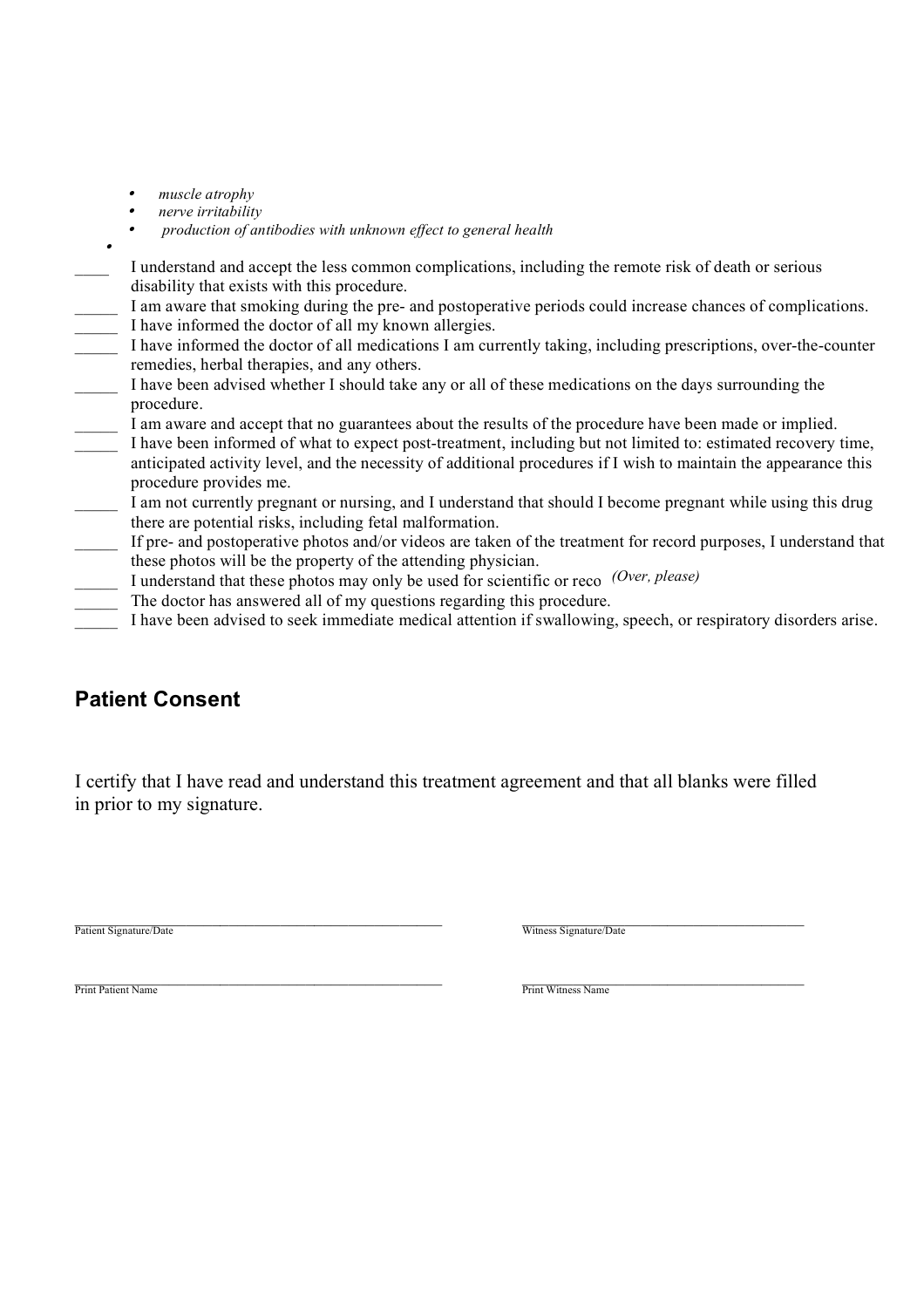- *muscle atrophy*
- *nerve irritability*
- *production of antibodies with unknown effect to general health*
-

____ I understand and accept the less common complications, including the remote risk of death or serious disability that exists with this procedure.

_____ I am aware that smoking during the pre- and postoperative periods could increase chances of complications.

_____ I have informed the doctor of all my known allergies.

_____ I have informed the doctor of all medications I am currently taking, including prescriptions, over-the-counter remedies, herbal therapies, and any others.

_____ I have been advised whether I should take any or all of these medications on the days surrounding the procedure.

_____ I am aware and accept that no guarantees about the results of the procedure have been made or implied.

_____ I have been informed of what to expect post-treatment, including but not limited to: estimated recovery time, anticipated activity level, and the necessity of additional procedures if I wish to maintain the appearance this procedure provides me.

_____ I am not currently pregnant or nursing, and I understand that should I become pregnant while using this drug there are potential risks, including fetal malformation.

_____ If pre- and postoperative photos and/or videos are taken of the treatment for record purposes, I understand that these photos will be the property of the attending physician.

_____ I understand that these photos may only be used for scientific or reco *(Over, please)*

_____ The doctor has answered all of my questions regarding this procedure.

_____ I have been advised to seek immediate medical attention if swallowing, speech, or respiratory disorders arise.

## Patient Consent

I certify that I have read and understand this treatment agreement and that all blanks were filled in prior to my signature.

_______________________________________________ 
Patient Signature/Date

_______________________________________________ 
Witness Signature/Date

_______________________________________________ 
Print Patient Name

_______________________________________________ 
Print Witness Name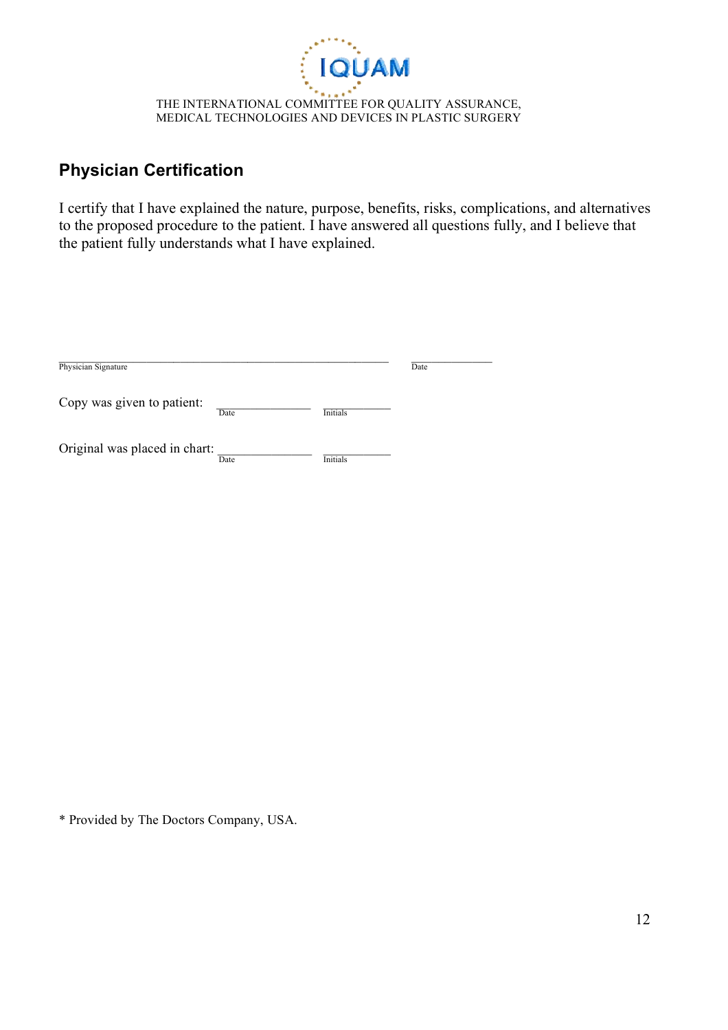THE INTERNATIONAL COMMITTEE FOR QUALITY ASSURANCE, MEDICAL TECHNOLOGIES AND DEVICES IN PLASTIC SURGERY

## Physician Certification

I certify that I have explained the nature, purpose, benefits, risks, complications, and alternatives to the proposed procedure to the patient. I have answered all questions fully, and I believe that the patient fully understands what I have explained.

\_\_\_\_\_\_\_\_\_\_\_\_\_\_\_\_\_\_\_\_\_\_\_\_\_\_\_\_\_\_\_\_\_\_\_\_\_\_\_\_\_\_\_\_\_\_\_\_ \_\_\_\_\_\_\_\_\_\_\_\_\_\_
Physician Signature Date

Copy was given to patient: \_\_\_\_\_\_\_\_\_\_\_\_\_\_ \_\_\_\_\_\_\_\_\_\_\_\_
Date Initials

Original was placed in chart: \_\_\_\_\_\_\_\_\_\_\_\_\_\_ \_\_\_\_\_\_\_\_\_\_\_\_
Date Initials

* Provided by The Doctors Company, USA.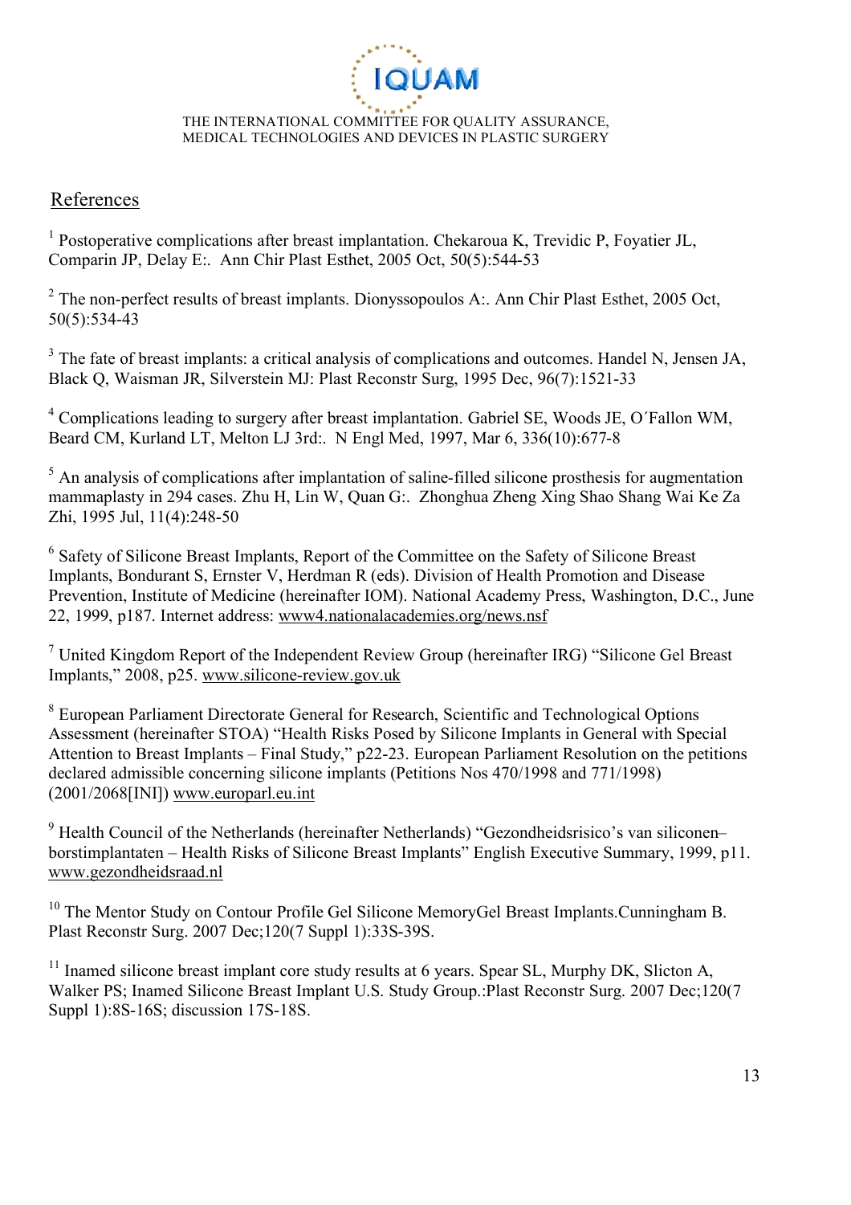## References

[1] Postoperative complications after breast implantation. Chekaroua K, Trevidic P, Foyatier JL, Comparin JP, Delay E:. Ann Chir Plast Esthet, 2005 Oct, 50(5):544-53

[2] The non-perfect results of breast implants. Dionyssopoulos A:. Ann Chir Plast Esthet, 2005 Oct, 50(5):534-43

[3] The fate of breast implants: a critical analysis of complications and outcomes. Handel N, Jensen JA, Black Q, Waisman JR, Silverstein MJ: Plast Reconstr Surg, 1995 Dec, 96(7):1521-33

[4] Complications leading to surgery after breast implantation. Gabriel SE, Woods JE, O´Fallon WM, Beard CM, Kurland LT, Melton LJ 3rd:. N Engl Med, 1997, Mar 6, 336(10):677-8

[5] An analysis of complications after implantation of saline-filled silicone prosthesis for augmentation mammaplasty in 294 cases. Zhu H, Lin W, Quan G:. Zhonghua Zheng Xing Shao Shang Wai Ke Za Zhi, 1995 Jul, 11(4):248-50

[6] Safety of Silicone Breast Implants, Report of the Committee on the Safety of Silicone Breast Implants, Bondurant S, Ernster V, Herdman R (eds). Division of Health Promotion and Disease Prevention, Institute of Medicine (hereinafter IOM). National Academy Press, Washington, D.C., June 22, 1999, p187. Internet address: www4.nationalacademies.org/news.nsf

[7] United Kingdom Report of the Independent Review Group (hereinafter IRG) "Silicone Gel Breast Implants," 2008, p25. www.silicone-review.gov.uk

[8] European Parliament Directorate General for Research, Scientific and Technological Options Assessment (hereinafter STOA) "Health Risks Posed by Silicone Implants in General with Special Attention to Breast Implants – Final Study," p22-23. European Parliament Resolution on the petitions declared admissible concerning silicone implants (Petitions Nos 470/1998 and 771/1998) (2001/2068[INI]) www.europarl.eu.int

[9] Health Council of the Netherlands (hereinafter Netherlands) "Gezondheidsrisico's van siliconen–borstimplantaten – Health Risks of Silicone Breast Implants" English Executive Summary, 1999, p11. www.gezondheidsraad.nl

[10] The Mentor Study on Contour Profile Gel Silicone MemoryGel Breast Implants.Cunningham B. Plast Reconstr Surg. 2007 Dec;120(7 Suppl 1):33S-39S.

[11] Inamed silicone breast implant core study results at 6 years. Spear SL, Murphy DK, Slicton A, Walker PS; Inamed Silicone Breast Implant U.S. Study Group.:Plast Reconstr Surg. 2007 Dec;120(7 Suppl 1):8S-16S; discussion 17S-18S.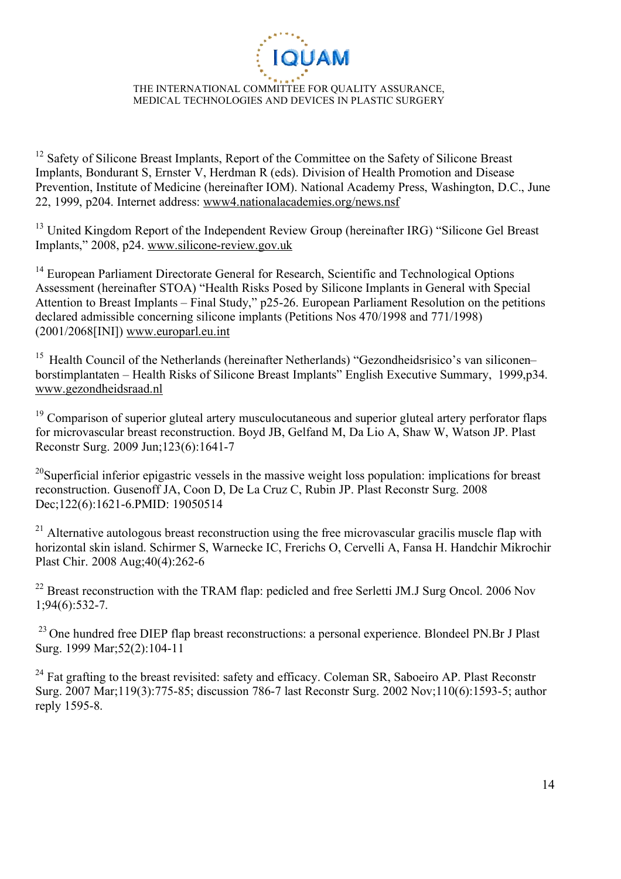[12] Safety of Silicone Breast Implants, Report of the Committee on the Safety of Silicone Breast Implants, Bondurant S, Ernster V, Herdman R (eds). Division of Health Promotion and Disease Prevention, Institute of Medicine (hereinafter IOM). National Academy Press, Washington, D.C., June 22, 1999, p204. Internet address: www4.nationalacademies.org/news.nsf

[13] United Kingdom Report of the Independent Review Group (hereinafter IRG) "Silicone Gel Breast Implants," 2008, p24. www.silicone-review.gov.uk

[14] European Parliament Directorate General for Research, Scientific and Technological Options Assessment (hereinafter STOA) "Health Risks Posed by Silicone Implants in General with Special Attention to Breast Implants – Final Study," p25-26. European Parliament Resolution on the petitions declared admissible concerning silicone implants (Petitions Nos 470/1998 and 771/1998) (2001/2068[INI]) www.europarl.eu.int

[15] Health Council of the Netherlands (hereinafter Netherlands) "Gezondheidsrisico's van siliconen–borstimplantaten – Health Risks of Silicone Breast Implants" English Executive Summary, 1999,p34. www.gezondheidsraad.nl

[19] Comparison of superior gluteal artery musculocutaneous and superior gluteal artery perforator flaps for microvascular breast reconstruction. Boyd JB, Gelfand M, Da Lio A, Shaw W, Watson JP. Plast Reconstr Surg. 2009 Jun;123(6):1641-7

[20] Superficial inferior epigastric vessels in the massive weight loss population: implications for breast reconstruction. Gusenoff JA, Coon D, De La Cruz C, Rubin JP. Plast Reconstr Surg. 2008 Dec;122(6):1621-6.PMID: 19050514

[21] Alternative autologous breast reconstruction using the free microvascular gracilis muscle flap with horizontal skin island. Schirmer S, Warnecke IC, Frerichs O, Cervelli A, Fansa H. Handchir Mikrochir Plast Chir. 2008 Aug;40(4):262-6

[22] Breast reconstruction with the TRAM flap: pedicled and free Serletti JM.J Surg Oncol. 2006 Nov 1;94(6):532-7.

[23] One hundred free DIEP flap breast reconstructions: a personal experience. Blondeel PN.Br J Plast Surg. 1999 Mar;52(2):104-11

[24] Fat grafting to the breast revisited: safety and efficacy. Coleman SR, Saboeiro AP. Plast Reconstr Surg. 2007 Mar;119(3):775-85; discussion 786-7 last Reconstr Surg. 2002 Nov;110(6):1593-5; author reply 1595-8.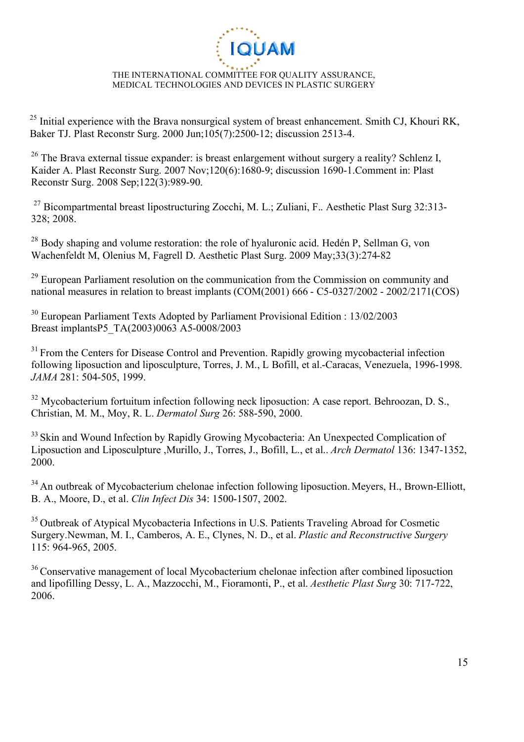[25] Initial experience with the Brava nonsurgical system of breast enhancement. Smith CJ, Khouri RK, Baker TJ. Plast Reconstr Surg. 2000 Jun;105(7):2500-12; discussion 2513-4.

[26] The Brava external tissue expander: is breast enlargement without surgery a reality? Schlenz I, Kaider A. Plast Reconstr Surg. 2007 Nov;120(6):1680-9; discussion 1690-1.Comment in: Plast Reconstr Surg. 2008 Sep;122(3):989-90.

[27] Bicompartmental breast lipostructuring Zocchi, M. L.; Zuliani, F.. Aesthetic Plast Surg 32:313-328; 2008.

[28] Body shaping and volume restoration: the role of hyaluronic acid. Hedén P, Sellman G, von Wachenfeldt M, Olenius M, Fagrell D. Aesthetic Plast Surg. 2009 May;33(3):274-82

[29] European Parliament resolution on the communication from the Commission on community and national measures in relation to breast implants (COM(2001) 666 - C5-0327/2002 - 2002/2171(COS)

[30] European Parliament Texts Adopted by Parliament Provisional Edition : 13/02/2003 Breast implantsP5_TA(2003)0063 A5-0008/2003

[31] From the Centers for Disease Control and Prevention. Rapidly growing mycobacterial infection following liposuction and liposculpture, Torres, J. M., L Bofill, et al.-Caracas, Venezuela, 1996-1998. *JAMA* 281: 504-505, 1999.

[32] Mycobacterium fortuitum infection following neck liposuction: A case report. Behroozan, D. S., Christian, M. M., Moy, R. L. *Dermatol Surg* 26: 588-590, 2000.

[33] Skin and Wound Infection by Rapidly Growing Mycobacteria: An Unexpected Complication of Liposuction and Liposculpture ,Murillo, J., Torres, J., Bofill, L., et al.. *Arch Dermatol* 136: 1347-1352, 2000.

[34] An outbreak of Mycobacterium chelonae infection following liposuction. Meyers, H., Brown-Elliott, B. A., Moore, D., et al. *Clin Infect Dis* 34: 1500-1507, 2002.

[35] Outbreak of Atypical Mycobacteria Infections in U.S. Patients Traveling Abroad for Cosmetic Surgery.Newman, M. I., Camberos, A. E., Clynes, N. D., et al. *Plastic and Reconstructive Surgery* 115: 964-965, 2005.

[36] Conservative management of local Mycobacterium chelonae infection after combined liposuction and lipofilling Dessy, L. A., Mazzocchi, M., Fioramonti, P., et al. *Aesthetic Plast Surg* 30: 717-722, 2006.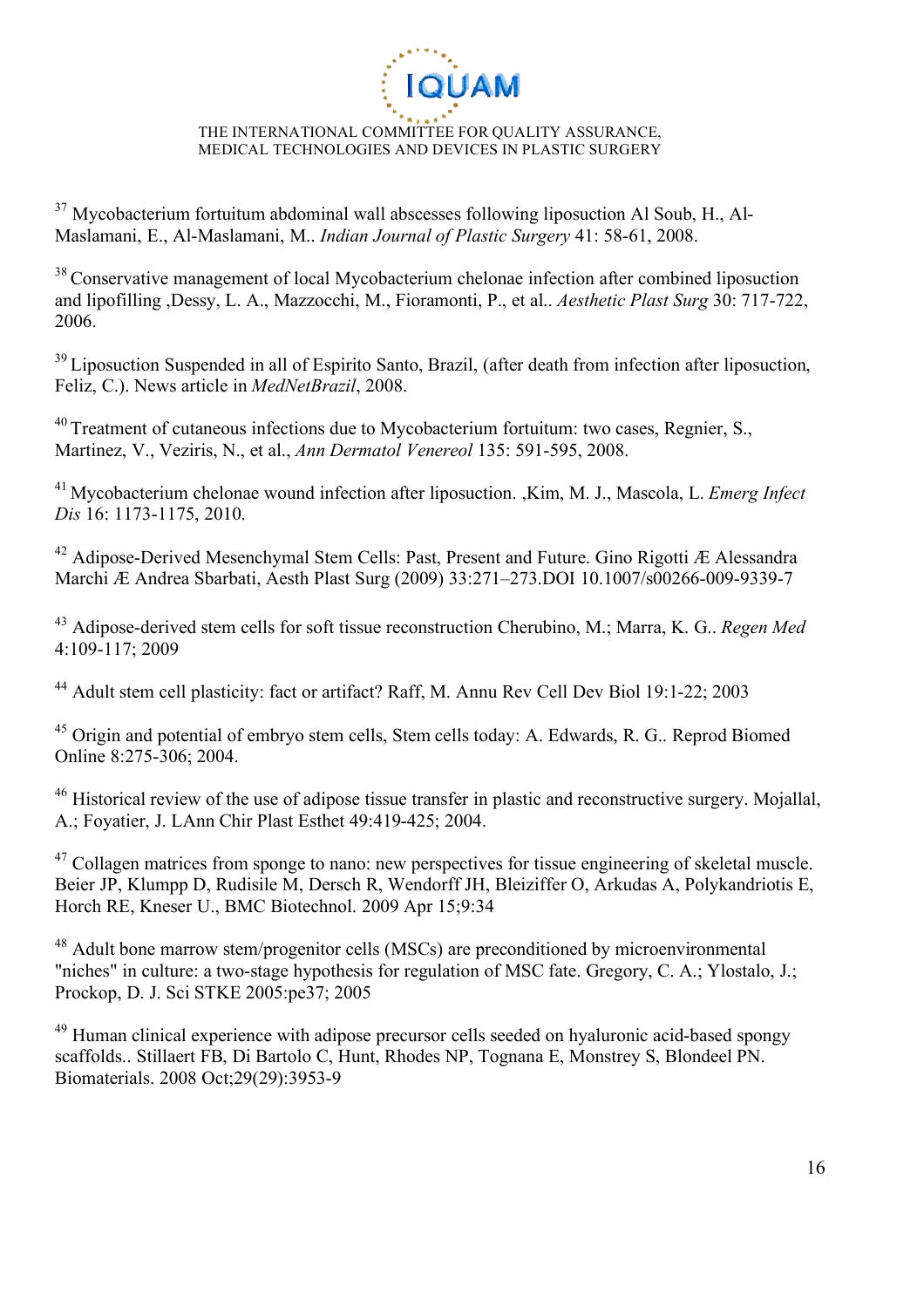[37] Mycobacterium fortuitum abdominal wall abscesses following liposuction Al Soub, H., Al-Maslamani, E., Al-Maslamani, M.. *Indian Journal of Plastic Surgery* 41: 58-61, 2008.

[38] Conservative management of local Mycobacterium chelonae infection after combined liposuction and lipofilling ,Dessy, L. A., Mazzocchi, M., Fioramonti, P., et al.. *Aesthetic Plast Surg* 30: 717-722, 2006.

[39] Liposuction Suspended in all of Espirito Santo, Brazil, (after death from infection after liposuction, Feliz, C.). News article in *MedNetBrazil*, 2008.

[40] Treatment of cutaneous infections due to Mycobacterium fortuitum: two cases, Regnier, S., Martinez, V., Veziris, N., et al., *Ann Dermatol Venereol* 135: 591-595, 2008.

[41] Mycobacterium chelonae wound infection after liposuction. ,Kim, M. J., Mascola, L. *Emerg Infect Dis* 16: 1173-1175, 2010.

[42] Adipose-Derived Mesenchymal Stem Cells: Past, Present and Future. Gino Rigotti Æ Alessandra Marchi Æ Andrea Sbarbati, Aesth Plast Surg (2009) 33:271–273.DOI 10.1007/s00266-009-9339-7

[43] Adipose-derived stem cells for soft tissue reconstruction Cherubino, M.; Marra, K. G.. *Regen Med* 4:109-117; 2009

[44] Adult stem cell plasticity: fact or artifact? Raff, M. Annu Rev Cell Dev Biol 19:1-22; 2003

[45] Origin and potential of embryo stem cells, Stem cells today: A. Edwards, R. G.. Reprod Biomed Online 8:275-306; 2004.

[46] Historical review of the use of adipose tissue transfer in plastic and reconstructive surgery. Mojallal, A.; Foyatier, J. LAnn Chir Plast Esthet 49:419-425; 2004.

[47] Collagen matrices from sponge to nano: new perspectives for tissue engineering of skeletal muscle. Beier JP, Klumpp D, Rudisile M, Dersch R, Wendorff JH, Bleiziffer O, Arkudas A, Polykandriotis E, Horch RE, Kneser U., BMC Biotechnol. 2009 Apr 15;9:34

[48] Adult bone marrow stem/progenitor cells (MSCs) are preconditioned by microenvironmental "niches" in culture: a two-stage hypothesis for regulation of MSC fate. Gregory, C. A.; Ylostalo, J.; Prockop, D. J. Sci STKE 2005:pe37; 2005

[49] Human clinical experience with adipose precursor cells seeded on hyaluronic acid-based spongy scaffolds.. Stillaert FB, Di Bartolo C, Hunt, Rhodes NP, Tognana E, Monstrey S, Blondeel PN. Biomaterials. 2008 Oct;29(29):3953-9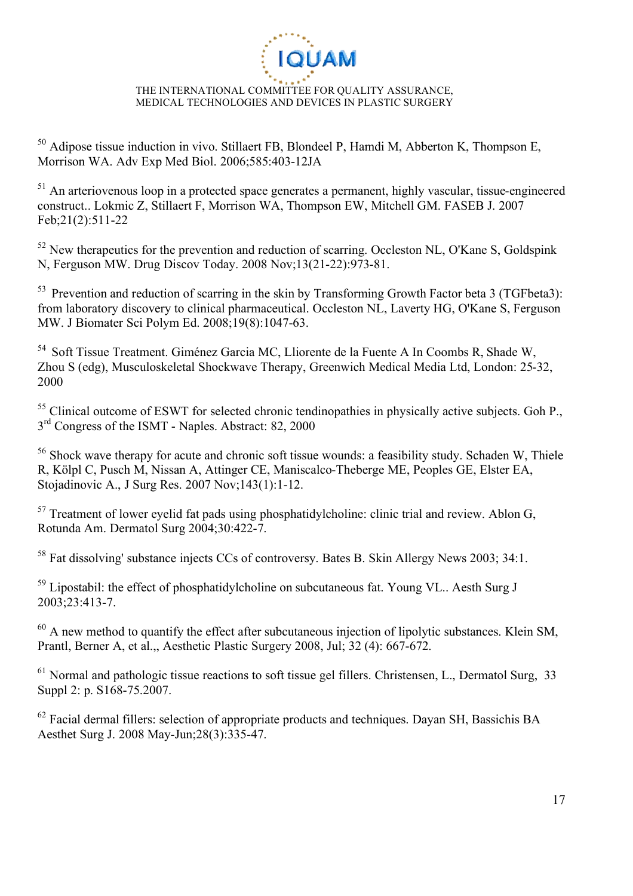[50] Adipose tissue induction in vivo. Stillaert FB, Blondeel P, Hamdi M, Abberton K, Thompson E, Morrison WA. Adv Exp Med Biol. 2006;585:403-12JA

[51] An arteriovenous loop in a protected space generates a permanent, highly vascular, tissue-engineered construct.. Lokmic Z, Stillaert F, Morrison WA, Thompson EW, Mitchell GM. FASEB J. 2007 Feb;21(2):511-22

[52] New therapeutics for the prevention and reduction of scarring. Occleston NL, O'Kane S, Goldspink N, Ferguson MW. Drug Discov Today. 2008 Nov;13(21-22):973-81.

[53] Prevention and reduction of scarring in the skin by Transforming Growth Factor beta 3 (TGFbeta3): from laboratory discovery to clinical pharmaceutical. Occleston NL, Laverty HG, O'Kane S, Ferguson MW. J Biomater Sci Polym Ed. 2008;19(8):1047-63.

[54] Soft Tissue Treatment. Giménez Garcia MC, Lliorente de la Fuente A In Coombs R, Shade W, Zhou S (edg), Musculoskeletal Shockwave Therapy, Greenwich Medical Media Ltd, London: 25-32, 2000

[55] Clinical outcome of ESWT for selected chronic tendinopathies in physically active subjects. Goh P., 3rd Congress of the ISMT - Naples. Abstract: 82, 2000

[56] Shock wave therapy for acute and chronic soft tissue wounds: a feasibility study. Schaden W, Thiele R, Kölpl C, Pusch M, Nissan A, Attinger CE, Maniscalco-Theberge ME, Peoples GE, Elster EA, Stojadinovic A., J Surg Res. 2007 Nov;143(1):1-12.

[57] Treatment of lower eyelid fat pads using phosphatidylcholine: clinic trial and review. Ablon G, Rotunda Am. Dermatol Surg 2004;30:422-7.

[58] Fat dissolving' substance injects CCs of controversy. Bates B. Skin Allergy News 2003; 34:1.

[59] Lipostabil: the effect of phosphatidylcholine on subcutaneous fat. Young VL.. Aesth Surg J 2003;23:413-7.

[60] A new method to quantify the effect after subcutaneous injection of lipolytic substances. Klein SM, Prantl, Berner A, et al.,, Aesthetic Plastic Surgery 2008, Jul; 32 (4): 667-672.

[61] Normal and pathologic tissue reactions to soft tissue gel fillers. Christensen, L., Dermatol Surg, 33 Suppl 2: p. S168-75.2007.

[62] Facial dermal fillers: selection of appropriate products and techniques. Dayan SH, Bassichis BA Aesthet Surg J. 2008 May-Jun;28(3):335-47.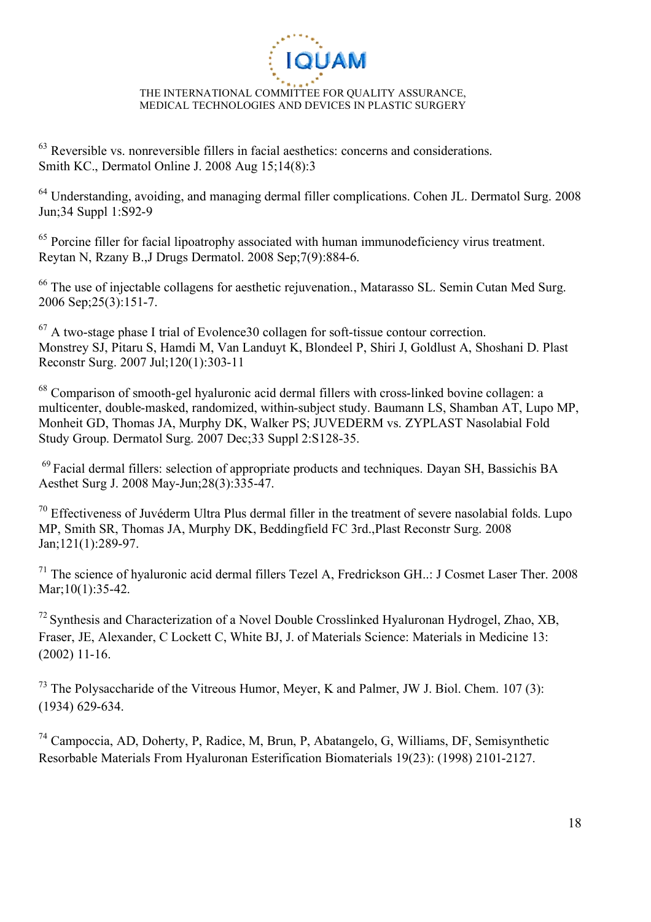[63] Reversible vs. nonreversible fillers in facial aesthetics: concerns and considerations. Smith KC., Dermatol Online J. 2008 Aug 15;14(8):3

[64] Understanding, avoiding, and managing dermal filler complications. Cohen JL. Dermatol Surg. 2008 Jun;34 Suppl 1:S92-9

[65] Porcine filler for facial lipoatrophy associated with human immunodeficiency virus treatment. Reytan N, Rzany B.,J Drugs Dermatol. 2008 Sep;7(9):884-6.

[66] The use of injectable collagens for aesthetic rejuvenation., Matarasso SL. Semin Cutan Med Surg. 2006 Sep;25(3):151-7.

[67] A two-stage phase I trial of Evolence30 collagen for soft-tissue contour correction. Monstrey SJ, Pitaru S, Hamdi M, Van Landuyt K, Blondeel P, Shiri J, Goldlust A, Shoshani D. Plast Reconstr Surg. 2007 Jul;120(1):303-11

[68] Comparison of smooth-gel hyaluronic acid dermal fillers with cross-linked bovine collagen: a multicenter, double-masked, randomized, within-subject study. Baumann LS, Shamban AT, Lupo MP, Monheit GD, Thomas JA, Murphy DK, Walker PS; JUVEDERM vs. ZYPLAST Nasolabial Fold Study Group. Dermatol Surg. 2007 Dec;33 Suppl 2:S128-35.

[69] Facial dermal fillers: selection of appropriate products and techniques. Dayan SH, Bassichis BA Aesthet Surg J. 2008 May-Jun;28(3):335-47.

[70] Effectiveness of Juvéderm Ultra Plus dermal filler in the treatment of severe nasolabial folds. Lupo MP, Smith SR, Thomas JA, Murphy DK, Beddingfield FC 3rd.,Plast Reconstr Surg. 2008 Jan;121(1):289-97.

[71] The science of hyaluronic acid dermal fillers Tezel A, Fredrickson GH..: J Cosmet Laser Ther. 2008 Mar;10(1):35-42.

[72] Synthesis and Characterization of a Novel Double Crosslinked Hyaluronan Hydrogel, Zhao, XB, Fraser, JE, Alexander, C Lockett C, White BJ, J. of Materials Science: Materials in Medicine 13: (2002) 11-16.

[73] The Polysaccharide of the Vitreous Humor, Meyer, K and Palmer, JW J. Biol. Chem. 107 (3): (1934) 629-634.

[74] Campoccia, AD, Doherty, P, Radice, M, Brun, P, Abatangelo, G, Williams, DF, Semisynthetic Resorbable Materials From Hyaluronan Esterification Biomaterials 19(23): (1998) 2101-2127.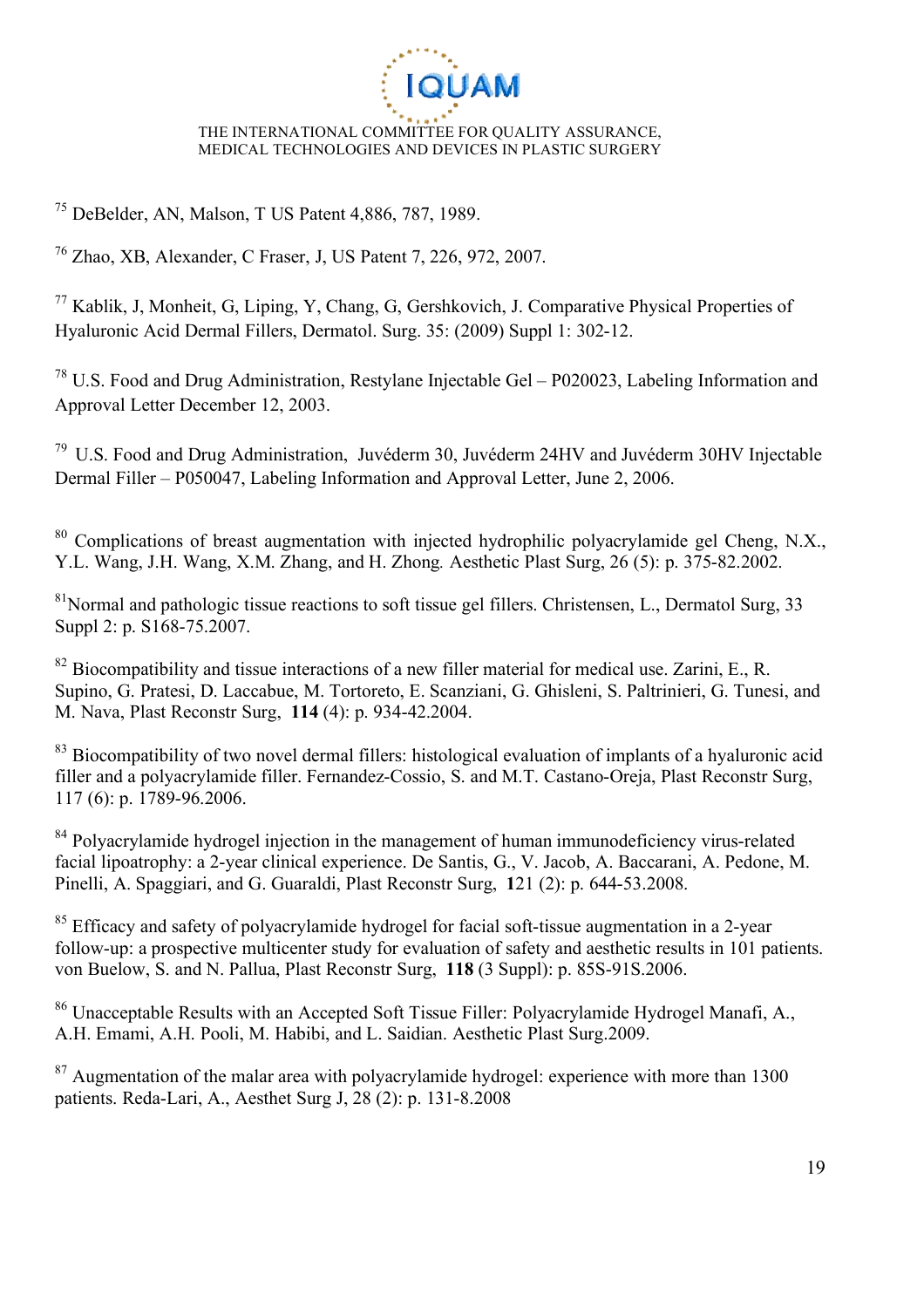[75] DeBelder, AN, Malson, T US Patent 4,886, 787, 1989.

[76] Zhao, XB, Alexander, C Fraser, J, US Patent 7, 226, 972, 2007.

[77] Kablik, J, Monheit, G, Liping, Y, Chang, G, Gershkovich, J. Comparative Physical Properties of Hyaluronic Acid Dermal Fillers, Dermatol. Surg. 35: (2009) Suppl 1: 302-12.

[78] U.S. Food and Drug Administration, Restylane Injectable Gel – P020023, Labeling Information and Approval Letter December 12, 2003.

[79] U.S. Food and Drug Administration, Juvéderm 30, Juvéderm 24HV and Juvéderm 30HV Injectable Dermal Filler – P050047, Labeling Information and Approval Letter, June 2, 2006.

[80] Complications of breast augmentation with injected hydrophilic polyacrylamide gel Cheng, N.X., Y.L. Wang, J.H. Wang, X.M. Zhang, and H. Zhong*.* Aesthetic Plast Surg, 26 (5): p. 375-82.2002.

[81] Normal and pathologic tissue reactions to soft tissue gel fillers. Christensen, L., Dermatol Surg, 33 Suppl 2: p. S168-75.2007.

[82] Biocompatibility and tissue interactions of a new filler material for medical use. Zarini, E., R. Supino, G. Pratesi, D. Laccabue, M. Tortoreto, E. Scanziani, G. Ghisleni, S. Paltrinieri, G. Tunesi, and M. Nava, Plast Reconstr Surg, **114** (4): p. 934-42.2004.

[83] Biocompatibility of two novel dermal fillers: histological evaluation of implants of a hyaluronic acid filler and a polyacrylamide filler. Fernandez-Cossio, S. and M.T. Castano-Oreja, Plast Reconstr Surg, 117 (6): p. 1789-96.2006.

[84] Polyacrylamide hydrogel injection in the management of human immunodeficiency virus-related facial lipoatrophy: a 2-year clinical experience. De Santis, G., V. Jacob, A. Baccarani, A. Pedone, M. Pinelli, A. Spaggiari, and G. Guaraldi, Plast Reconstr Surg, **1**21 (2): p. 644-53.2008.

[85] Efficacy and safety of polyacrylamide hydrogel for facial soft-tissue augmentation in a 2-year follow-up: a prospective multicenter study for evaluation of safety and aesthetic results in 101 patients. von Buelow, S. and N. Pallua, Plast Reconstr Surg, **118** (3 Suppl): p. 85S-91S.2006.

[86] Unacceptable Results with an Accepted Soft Tissue Filler: Polyacrylamide Hydrogel Manafi, A., A.H. Emami, A.H. Pooli, M. Habibi, and L. Saidian. Aesthetic Plast Surg.2009.

[87] Augmentation of the malar area with polyacrylamide hydrogel: experience with more than 1300 patients. Reda-Lari, A., Aesthet Surg J, 28 (2): p. 131-8.2008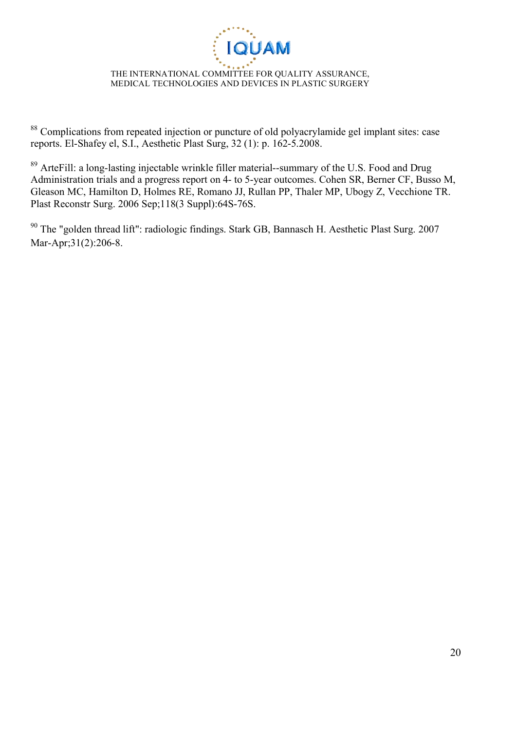[88] Complications from repeated injection or puncture of old polyacrylamide gel implant sites: case reports. El-Shafey el, S.I., Aesthetic Plast Surg, 32 (1): p. 162-5.2008.

[89] ArteFill: a long-lasting injectable wrinkle filler material--summary of the U.S. Food and Drug Administration trials and a progress report on 4- to 5-year outcomes. Cohen SR, Berner CF, Busso M, Gleason MC, Hamilton D, Holmes RE, Romano JJ, Rullan PP, Thaler MP, Ubogy Z, Vecchione TR. Plast Reconstr Surg. 2006 Sep;118(3 Suppl):64S-76S.

[90] The "golden thread lift": radiologic findings. Stark GB, Bannasch H. Aesthetic Plast Surg. 2007 Mar-Apr;31(2):206-8.